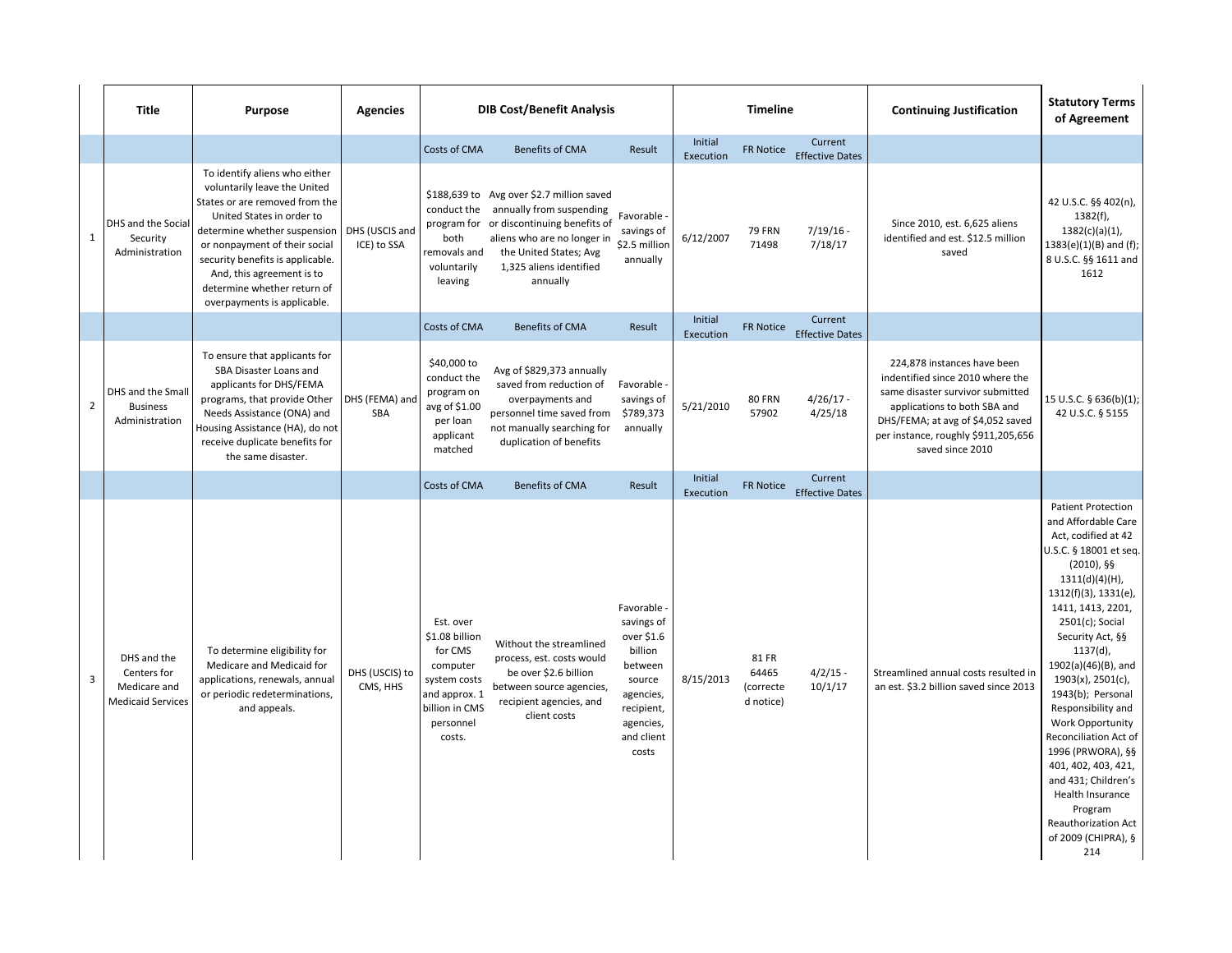| | Title | Purpose | Agencies | DIB Cost/Benefit Analysis | | | Timeline | | | Continuing Justification | Statutory Terms of Agreement |
|---|---|---|---|---|---|---|---|---|---|---|---|
| | | | | Costs of CMA | Benefits of CMA | Result | Initial Execution | FR Notice | Current Effective Dates | | |
| 1 | DHS and the Social Security Administration | To identify aliens who either voluntarily leave the United States or are removed from the United States in order to determine whether suspension or nonpayment of their social security benefits is applicable. And, this agreement is to determine whether return of overpayments is applicable. | DHS (USCIS and ICE) to SSA | $188,639 to conduct the program for both removals and voluntarily leaving | Avg over $2.7 million saved annually from suspending or discontinuing benefits of aliens who are no longer in the United States; Avg 1,325 aliens identified annually | Favorable - savings of $2.5 million annually | 6/12/2007 | 79 FRN 71498 | 7/19/16 - 7/18/17 | Since 2010, est. 6,625 aliens identified and est. $12.5 million saved | 42 U.S.C. §§ 402(n), 1382(f), 1382(c)(a)(1), 1383(e)(1)(B) and (f); 8 U.S.C. §§ 1611 and 1612 |
| | | | | Costs of CMA | Benefits of CMA | Result | Initial Execution | FR Notice | Current Effective Dates | | |
| 2 | DHS and the Small Business Administration | To ensure that applicants for SBA Disaster Loans and applicants for DHS/FEMA programs, that provide Other Needs Assistance (ONA) and Housing Assistance (HA), do not receive duplicate benefits for the same disaster. | DHS (FEMA) and SBA | $40,000 to conduct the program on avg of $1.00 per loan applicant matched | Avg of $829,373 annually saved from reduction of overpayments and personnel time saved from not manually searching for duplication of benefits | Favorable - savings of $789,373 annually | 5/21/2010 | 80 FRN 57902 | 4/26/17 - 4/25/18 | 224,878 instances have been indentified since 2010 where the same disaster survivor submitted applications to both SBA and DHS/FEMA; at avg of $4,052 saved per instance, roughly $911,205,656 saved since 2010 | 15 U.S.C. § 636(b)(1); 42 U.S.C. § 5155 |
| | | | | Costs of CMA | Benefits of CMA | Result | Initial Execution | FR Notice | Current Effective Dates | | |
| 3 | DHS and the Centers for Medicare and Medicaid Services | To determine eligibility for Medicare and Medicaid for applications, renewals, annual or periodic redeterminations, and appeals. | DHS (USCIS) to CMS, HHS | Est. over $1.08 billion for CMS computer system costs and approx. 1 billion in CMS personnel costs. | Without the streamlined process, est. costs would be over $2.6 billion between source agencies, recipient agencies, and client costs | Favorable - savings of over $1.6 billion between source agencies, recipient, agencies, and client costs | 8/15/2013 | 81 FR 64465 (corrected notice) | 4/2/15 - 10/1/17 | Streamlined annual costs resulted in an est. $3.2 billion saved since 2013 | Patient Protection and Affordable Care Act, codified at 42 U.S.C. § 18001 et seq. (2010), §§ 1311(d)(4)(H), 1312(f)(3), 1331(e), 1411, 1413, 2201, 2501(c); Social Security Act, §§ 1137(d), 1902(a)(46)(B), and 1903(x), 2501(c), 1943(b); Personal Responsibility and Work Opportunity Reconciliation Act of 1996 (PRWORA), §§ 401, 402, 403, 421, and 431; Children's Health Insurance Program Reauthorization Act of 2009 (CHIPRA), § 214 |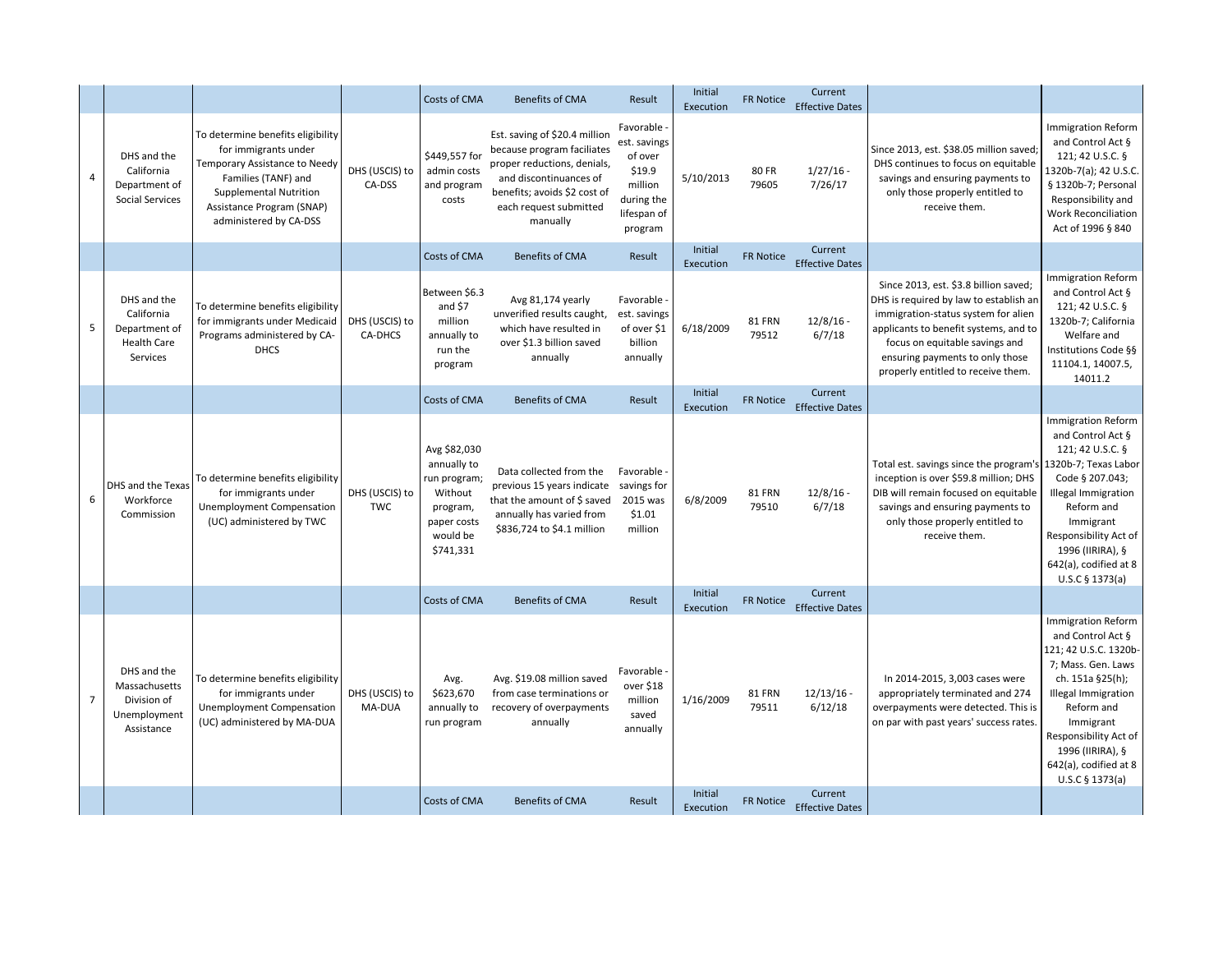| | | | | Costs of CMA | Benefits of CMA | Result | Initial Execution | FR Notice | Current Effective Dates | | |
|---|---|---|---|---|---|---|---|---|---|---|---|
| 4 | DHS and the California Department of Social Services | To determine benefits eligibility for immigrants under Temporary Assistance to Needy Families (TANF) and Supplemental Nutrition Assistance Program (SNAP) administered by CA-DSS | DHS (USCIS) to CA-DSS | $449,557 for admin costs and program costs | Est. saving of $20.4 million because program faciliates proper reductions, denials, and discontinuances of benefits; avoids $2 cost of each request submitted manually | Favorable - est. savings of over $19.9 million during the lifespan of program | 5/10/2013 | 80 FR 79605 | 1/27/16 - 7/26/17 | Since 2013, est. $38.05 million saved; DHS continues to focus on equitable savings and ensuring payments to only those properly entitled to receive them. | Immigration Reform and Control Act § 121; 42 U.S.C. § 1320b-7(a); 42 U.S.C. § 1320b-7; Personal Responsibility and Work Reconciliation Act of 1996 § 840 |
| | | | | Costs of CMA | Benefits of CMA | Result | Initial Execution | FR Notice | Current Effective Dates | | |
| 5 | DHS and the California Department of Health Care Services | To determine benefits eligibility for immigrants under Medicaid Programs administered by CA-DHCS | DHS (USCIS) to CA-DHCS | Between $6.3 and $7 million annually to run the program | Avg 81,174 yearly unverified results caught, which have resulted in over $1.3 billion saved annually | Favorable - est. savings of over $1 billion annually | 6/18/2009 | 81 FRN 79512 | 12/8/16 - 6/7/18 | Since 2013, est. $3.8 billion saved; DHS is required by law to establish an immigration-status system for alien applicants to benefit systems, and to focus on equitable savings and ensuring payments to only those properly entitled to receive them. | Immigration Reform and Control Act § 121; 42 U.S.C. § 1320b-7; California Welfare and Institutions Code §§ 11104.1, 14007.5, 14011.2 |
| | | | | Costs of CMA | Benefits of CMA | Result | Initial Execution | FR Notice | Current Effective Dates | | |
| 6 | DHS and the Texas Workforce Commission | To determine benefits eligibility for immigrants under Unemployment Compensation (UC) administered by TWC | DHS (USCIS) to TWC | Avg $82,030 annually to run program; Without program, paper costs would be $741,331 | Data collected from the previous 15 years indicate that the amount of $ saved annually has varied from $836,724 to $4.1 million | Favorable - savings for 2015 was $1.01 million | 6/8/2009 | 81 FRN 79510 | 12/8/16 - 6/7/18 | Total est. savings since the program's inception is over $59.8 million; DHS DIB will remain focused on equitable savings and ensuring payments to only those properly entitled to receive them. | Immigration Reform and Control Act § 121; 42 U.S.C. § 1320b-7; Texas Labor Code § 207.043; Illegal Immigration Reform and Immigrant Responsibility Act of 1996 (IIRIRA), § 642(a), codified at 8 U.S.C § 1373(a) |
| | | | | Costs of CMA | Benefits of CMA | Result | Initial Execution | FR Notice | Current Effective Dates | | |
| 7 | DHS and the Massachusetts Division of Unemployment Assistance | To determine benefits eligibility for immigrants under Unemployment Compensation (UC) administered by MA-DUA | DHS (USCIS) to MA-DUA | Avg. $623,670 annually to run program | Avg. $19.08 million saved from case terminations or recovery of overpayments annually | Favorable - over $18 million saved annually | 1/16/2009 | 81 FRN 79511 | 12/13/16 - 6/12/18 | In 2014-2015, 3,003 cases were appropriately terminated and 274 overpayments were detected. This is on par with past years' success rates. | Immigration Reform and Control Act § 121; 42 U.S.C. 1320b-7; Mass. Gen. Laws ch. 151a §25(h); Illegal Immigration Reform and Immigrant Responsibility Act of 1996 (IIRIRA), § 642(a), codified at 8 U.S.C § 1373(a) |
| | | | | Costs of CMA | Benefits of CMA | Result | Initial Execution | FR Notice | Current Effective Dates | | |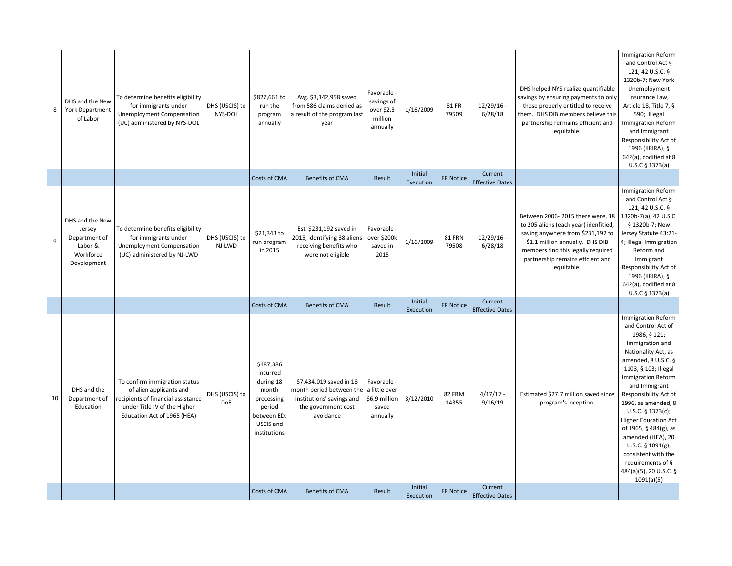| | | | | | | | | | | | |
|---|---|---|---|---|---|---|---|---|---|---|---|
| 8 | DHS and the New York Department of Labor | To determine benefits eligibility for immigrants under Unemployment Compensation (UC) administered by NYS-DOL | DHS (USCIS) to NYS-DOL | $827,661 to run the program annually | Avg. $3,142,958 saved from 586 claims denied as a result of the program last year | Favorable - savings of over $2.3 million annually | 1/16/2009 | 81 FR 79509 | 12/29/16 - 6/28/18 | DHS helped NYS realize quantifiable savings by ensuring payments to only those properly entitled to receive them. DHS DIB members believe this partnership rermains efficient and equitable. | Immigration Reform and Control Act § 121; 42 U.S.C. § 1320b-7; New York Unemployment Insurance Law, Article 18, Title 7, § 590; Illegal Immigration Reform and Immigrant Responsibility Act of 1996 (IIRIRA), § 642(a), codified at 8 U.S.C § 1373(a) |
| | | | | Costs of CMA | Benefits of CMA | Result | Initial Execution | FR Notice | Current Effective Dates | | |
| 9 | DHS and the New Jersey Department of Labor & Workforce Development | To determine benefits eligibility for immigrants under Unemployment Compensation (UC) administered by NJ-LWD | DHS (USCIS) to NJ-LWD | $21,343 to run program in 2015 | Est. $231,192 saved in 2015, identifying 38 aliens receiving benefits who were not eligible | Favorable - over $200k saved in 2015 | 1/16/2009 | 81 FRN 79508 | 12/29/16 - 6/28/18 | Between 2006- 2015 there were, 38 to 205 aliens (each year) idenftified, saving anywhere from $231,192 to $1.1 million annually. DHS DIB members find this legally required partnership remains effcient and equitable. | Immigration Reform and Control Act § 121; 42 U.S.C. § 1320b-7(a); 42 U.S.C. § 1320b-7; New Jersey Statute 43:21-4; Illegal Immigration Reform and Immigrant Responsibility Act of 1996 (IIRIRA), § 642(a), codified at 8 U.S.C § 1373(a) |
| | | | | Costs of CMA | Benefits of CMA | Result | Initial Execution | FR Notice | Current Effective Dates | | |
| 10 | DHS and the Department of Education | To confirm immigration status of alien applicants and recipients of financial assistance under Title IV of the Higher Education Act of 1965 (HEA) | DHS (USCIS) to DoE | $487,386 incurred during 18 month processing period between ED, USCIS and institutions | $7,434,019 saved in 18 month period between the institutions' savings and the government cost avoidance | Favorable - a little over $6.9 million saved annually | 3/12/2010 | 82 FRM 14355 | 4/17/17 - 9/16/19 | Estimated $27.7 million saved since program's inception. | Immigration Reform and Control Act of 1986, § 121; Immigration and Nationality Act, as amended, 8 U.S.C. § 1103, § 103; Illegal Immigration Reform and Immigrant Responsibility Act of 1996, as amended, 8 U.S.C. § 1373(c); Higher Education Act of 1965, § 484(g), as amended (HEA), 20 U.S.C. § 1091(g), consistent with the requirements of § 484(a)(5), 20 U.S.C. § 1091(a)(5) |
| | | | | Costs of CMA | Benefits of CMA | Result | Initial Execution | FR Notice | Current Effective Dates | | |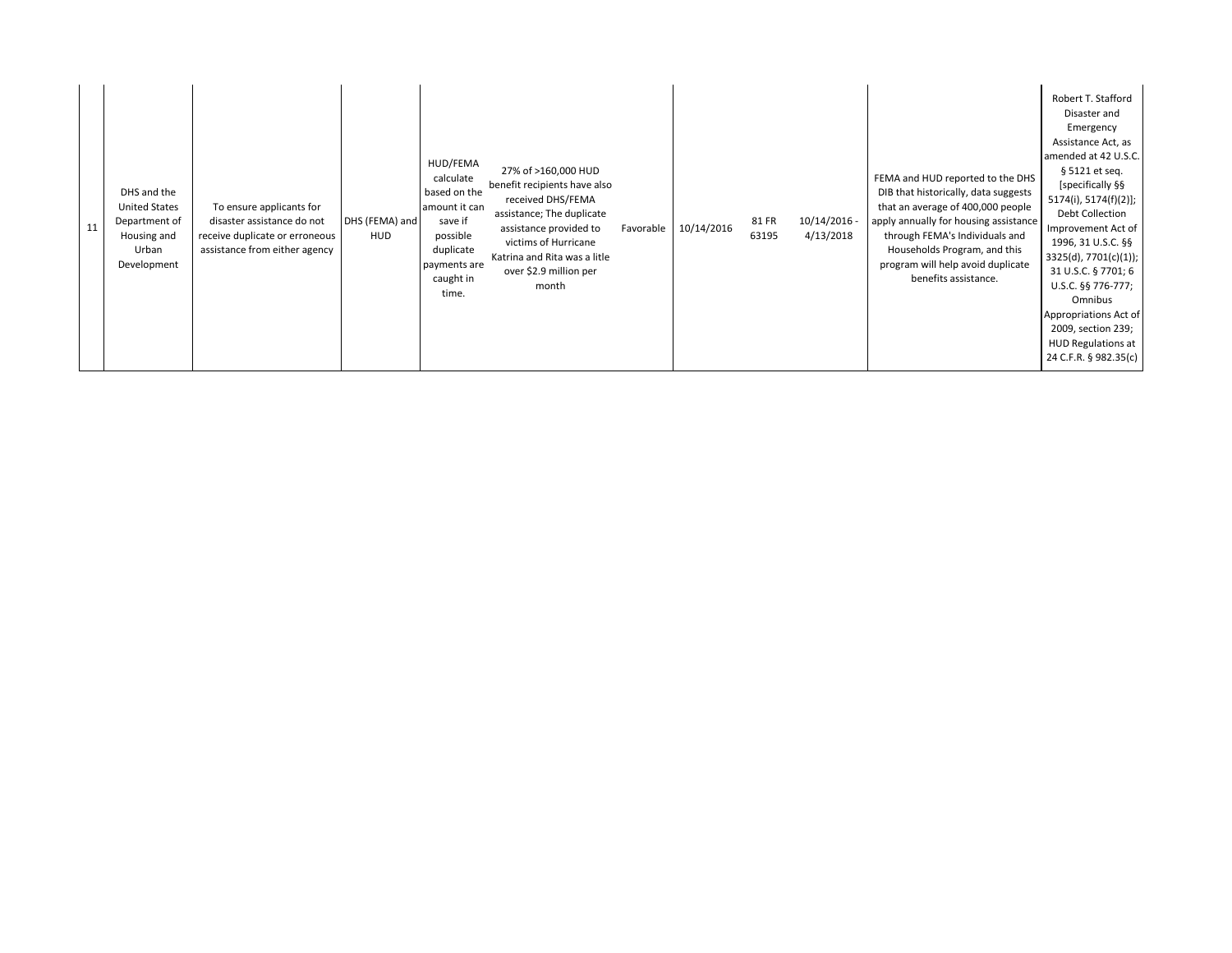| | | | | | | | | | | | |
|---|---|---|---|---|---|---|---|---|---|---|---|
| 11 | DHS and the United States Department of Housing and Urban Development | To ensure applicants for disaster assistance do not receive duplicate or erroneous assistance from either agency | DHS (FEMA) and HUD | HUD/FEMA calculate based on the amount it can save if possible duplicate payments are caught in time. | 27% of >160,000 HUD benefit recipients have also received DHS/FEMA assistance; The duplicate assistance provided to victims of Hurricane Katrina and Rita was a litle over $2.9 million per month | Favorable | 10/14/2016 | 81 FR 63195 | 10/14/2016 - 4/13/2018 | FEMA and HUD reported to the DHS DIB that historically, data suggests that an average of 400,000 people apply annually for housing assistance through FEMA's Individuals and Households Program, and this program will help avoid duplicate benefits assistance. | Robert T. Stafford Disaster and Emergency Assistance Act, as amended at 42 U.S.C. § 5121 et seq. [specifically §§ 5174(i), 5174(f)(2)]; Debt Collection Improvement Act of 1996, 31 U.S.C. §§ 3325(d), 7701(c)(1)); 31 U.S.C. § 7701; 6 U.S.C. §§ 776-777; Omnibus Appropriations Act of 2009, section 239; HUD Regulations at 24 C.F.R. § 982.35(c) |